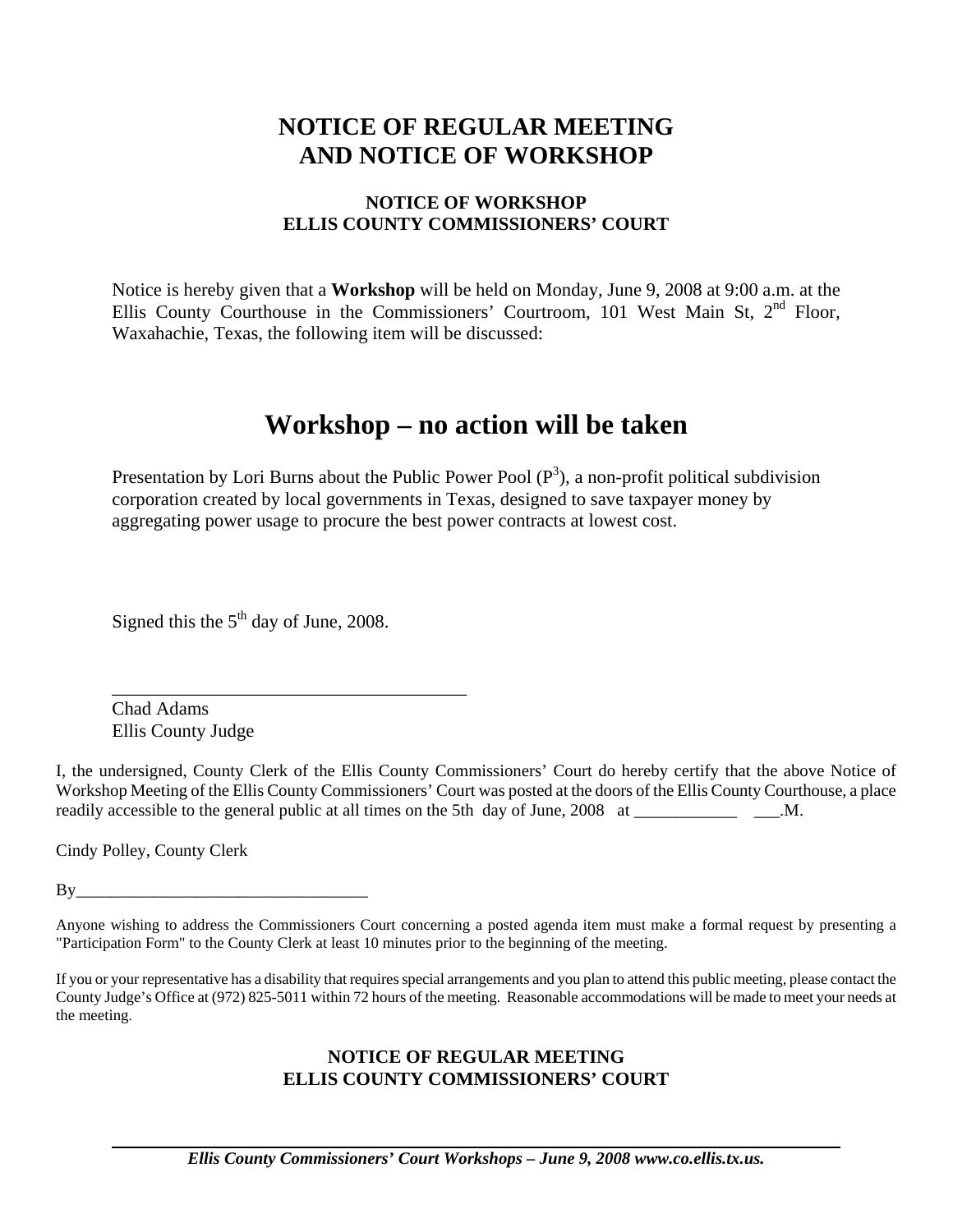# NOTICE OF REGULAR MEETING AND NOTICE OF WORKSHOP

### NOTICE OF WORKSHOP
### ELLIS COUNTY COMMISSIONERS' COURT

Notice is hereby given that a **Workshop** will be held on Monday, June 9, 2008 at 9:00 a.m. at the Ellis County Courthouse in the Commissioners' Courtroom, 101 West Main St, 2nd Floor, Waxahachie, Texas, the following item will be discussed:

## Workshop – no action will be taken

Presentation by Lori Burns about the Public Power Pool ($P^3$), a non-profit political subdivision corporation created by local governments in Texas, designed to save taxpayer money by aggregating power usage to procure the best power contracts at lowest cost.

Signed this the 5th day of June, 2008.

_______________________________________
Chad Adams
Ellis County Judge

I, the undersigned, County Clerk of the Ellis County Commissioners' Court do hereby certify that the above Notice of Workshop Meeting of the Ellis County Commissioners' Court was posted at the doors of the Ellis County Courthouse, a place readily accessible to the general public at all times on the 5th day of June, 2008 at ____________ ___.M.

Cindy Polley, County Clerk

By__________________________________

Anyone wishing to address the Commissioners Court concerning a posted agenda item must make a formal request by presenting a "Participation Form" to the County Clerk at least 10 minutes prior to the beginning of the meeting.

If you or your representative has a disability that requires special arrangements and you plan to attend this public meeting, please contact the County Judge's Office at (972) 825-5011 within 72 hours of the meeting. Reasonable accommodations will be made to meet your needs at the meeting.

### NOTICE OF REGULAR MEETING
### ELLIS COUNTY COMMISSIONERS' COURT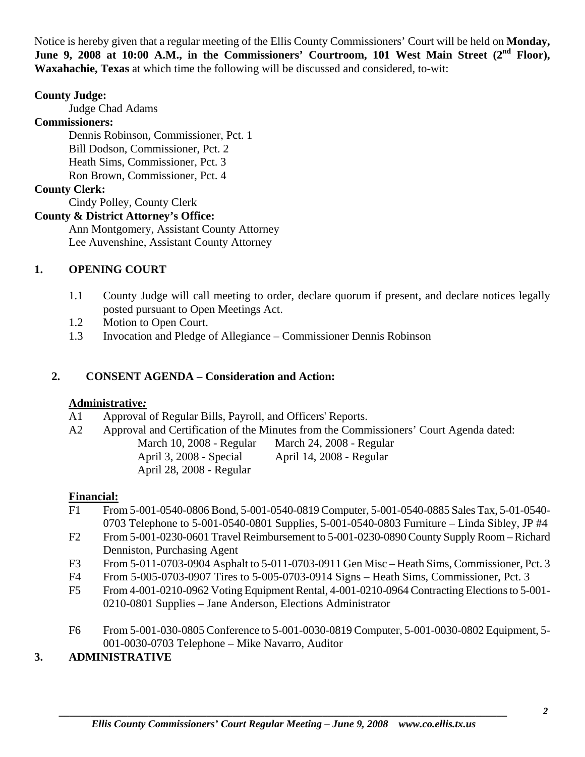Notice is hereby given that a regular meeting of the Ellis County Commissioners' Court will be held on **Monday, June 9, 2008 at 10:00 A.M., in the Commissioners' Courtroom, 101 West Main Street (2nd Floor), Waxahachie, Texas** at which time the following will be discussed and considered, to-wit:

**County Judge:**
Judge Chad Adams

**Commissioners:**
Dennis Robinson, Commissioner, Pct. 1
Bill Dodson, Commissioner, Pct. 2
Heath Sims, Commissioner, Pct. 3
Ron Brown, Commissioner, Pct. 4

**County Clerk:**
Cindy Polley, County Clerk

**County & District Attorney's Office:**
Ann Montgomery, Assistant County Attorney
Lee Auvenshine, Assistant County Attorney

## 1. OPENING COURT

1.1 County Judge will call meeting to order, declare quorum if present, and declare notices legally posted pursuant to Open Meetings Act.
1.2 Motion to Open Court.
1.3 Invocation and Pledge of Allegiance – Commissioner Dennis Robinson

## 2. CONSENT AGENDA – Consideration and Action:

**Administrative:**

A1 Approval of Regular Bills, Payroll, and Officers' Reports.
A2 Approval and Certification of the Minutes from the Commissioners' Court Agenda dated:
March 10, 2008 - Regular    March 24, 2008 - Regular
April 3, 2008 - Special    April 14, 2008 - Regular
April 28, 2008 - Regular

**Financial:**

F1 From 5-001-0540-0806 Bond, 5-001-0540-0819 Computer, 5-001-0540-0885 Sales Tax, 5-01-0540-0703 Telephone to 5-001-0540-0801 Supplies, 5-001-0540-0803 Furniture – Linda Sibley, JP #4
F2 From 5-001-0230-0601 Travel Reimbursement to 5-001-0230-0890 County Supply Room – Richard Denniston, Purchasing Agent
F3 From 5-011-0703-0904 Asphalt to 5-011-0703-0911 Gen Misc – Heath Sims, Commissioner, Pct. 3
F4 From 5-005-0703-0907 Tires to 5-005-0703-0914 Signs – Heath Sims, Commissioner, Pct. 3
F5 From 4-001-0210-0962 Voting Equipment Rental, 4-001-0210-0964 Contracting Elections to 5-001-0210-0801 Supplies – Jane Anderson, Elections Administrator
F6 From 5-001-030-0805 Conference to 5-001-0030-0819 Computer, 5-001-0030-0802 Equipment, 5-001-0030-0703 Telephone – Mike Navarro, Auditor

## 3. ADMINISTRATIVE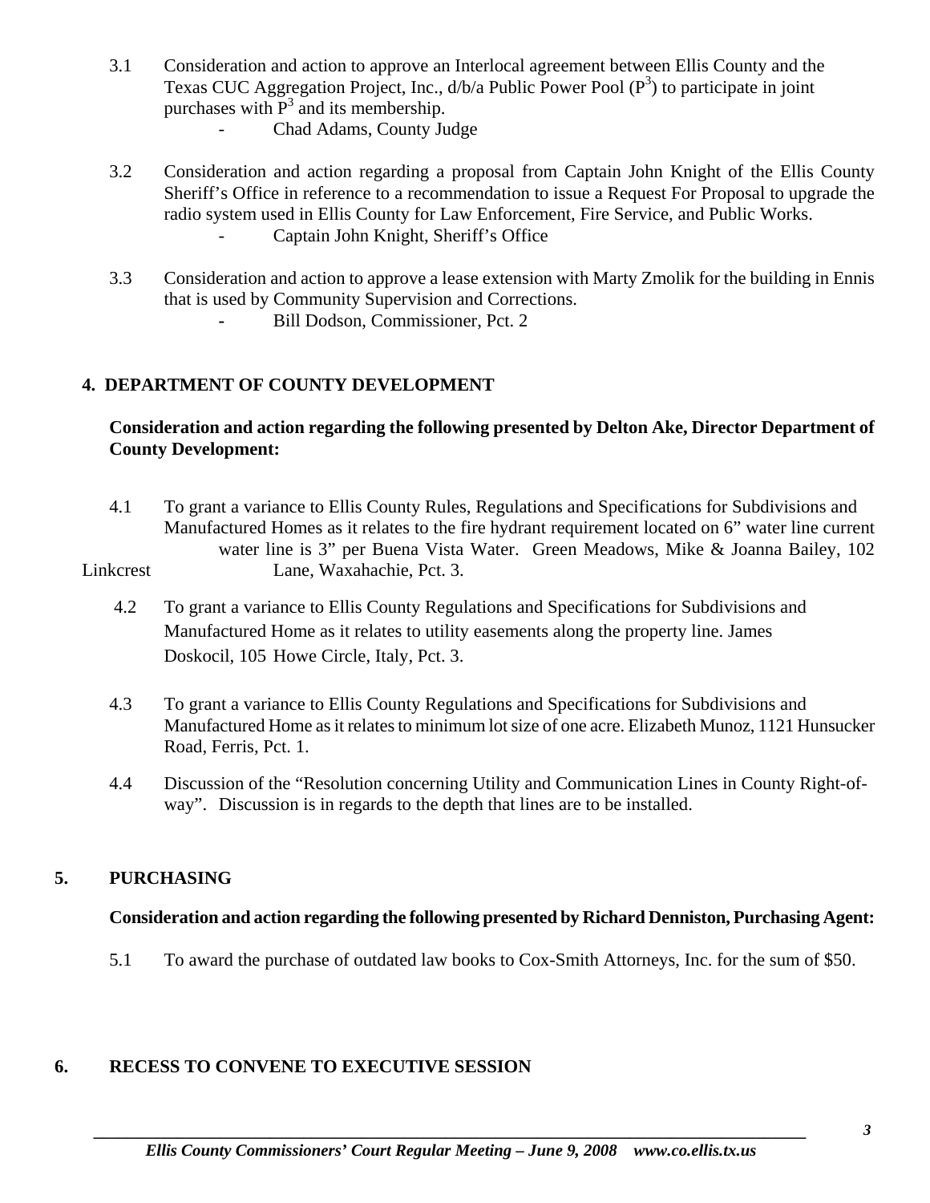3.1 Consideration and action to approve an Interlocal agreement between Ellis County and the Texas CUC Aggregation Project, Inc., d/b/a Public Power Pool ($P^3$) to participate in joint purchases with $P^3$ and its membership.
   - Chad Adams, County Judge

3.2 Consideration and action regarding a proposal from Captain John Knight of the Ellis County Sheriff's Office in reference to a recommendation to issue a Request For Proposal to upgrade the radio system used in Ellis County for Law Enforcement, Fire Service, and Public Works.
   - Captain John Knight, Sheriff's Office

3.3 Consideration and action to approve a lease extension with Marty Zmolik for the building in Ennis that is used by Community Supervision and Corrections.
   - Bill Dodson, Commissioner, Pct. 2

## 4. DEPARTMENT OF COUNTY DEVELOPMENT

**Consideration and action regarding the following presented by Delton Ake, Director Department of County Development:**

4.1 To grant a variance to Ellis County Rules, Regulations and Specifications for Subdivisions and Manufactured Homes as it relates to the fire hydrant requirement located on 6" water line current water line is 3" per Buena Vista Water. Green Meadows, Mike & Joanna Bailey, 102 Linkcrest Lane, Waxahachie, Pct. 3.

4.2 To grant a variance to Ellis County Regulations and Specifications for Subdivisions and Manufactured Home as it relates to utility easements along the property line. James Doskocil, 105 Howe Circle, Italy, Pct. 3.

4.3 To grant a variance to Ellis County Regulations and Specifications for Subdivisions and Manufactured Home as it relates to minimum lot size of one acre. Elizabeth Munoz, 1121 Hunsucker Road, Ferris, Pct. 1.

4.4 Discussion of the "Resolution concerning Utility and Communication Lines in County Right-of-way". Discussion is in regards to the depth that lines are to be installed.

## 5. PURCHASING

**Consideration and action regarding the following presented by Richard Denniston, Purchasing Agent:**

5.1 To award the purchase of outdated law books to Cox-Smith Attorneys, Inc. for the sum of $50.

## 6. RECESS TO CONVENE TO EXECUTIVE SESSION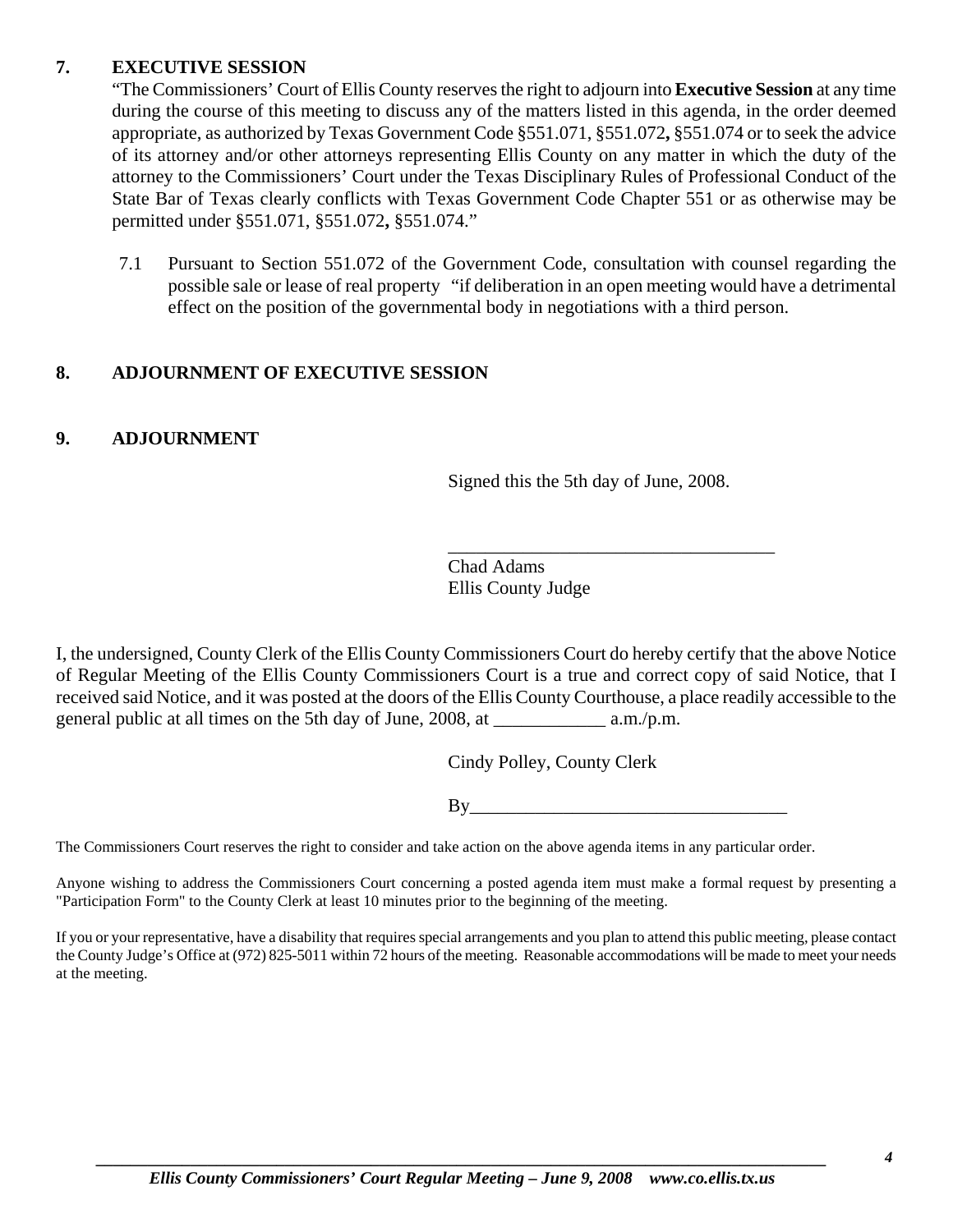## 7. EXECUTIVE SESSION

"The Commissioners' Court of Ellis County reserves the right to adjourn into **Executive Session** at any time during the course of this meeting to discuss any of the matters listed in this agenda, in the order deemed appropriate, as authorized by Texas Government Code §551.071, §551.072**,** §551.074 or to seek the advice of its attorney and/or other attorneys representing Ellis County on any matter in which the duty of the attorney to the Commissioners' Court under the Texas Disciplinary Rules of Professional Conduct of the State Bar of Texas clearly conflicts with Texas Government Code Chapter 551 or as otherwise may be permitted under §551.071, §551.072**,** §551.074."

7.1 Pursuant to Section 551.072 of the Government Code, consultation with counsel regarding the possible sale or lease of real property "if deliberation in an open meeting would have a detrimental effect on the position of the governmental body in negotiations with a third person.

## 8. ADJOURNMENT OF EXECUTIVE SESSION

## 9. ADJOURNMENT

Signed this the 5th day of June, 2008.

___________________________________

Chad Adams
Ellis County Judge

I, the undersigned, County Clerk of the Ellis County Commissioners Court do hereby certify that the above Notice of Regular Meeting of the Ellis County Commissioners Court is a true and correct copy of said Notice, that I received said Notice, and it was posted at the doors of the Ellis County Courthouse, a place readily accessible to the general public at all times on the 5th day of June, 2008, at ____________ a.m./p.m.

Cindy Polley, County Clerk

By_________________________________

The Commissioners Court reserves the right to consider and take action on the above agenda items in any particular order.

Anyone wishing to address the Commissioners Court concerning a posted agenda item must make a formal request by presenting a "Participation Form" to the County Clerk at least 10 minutes prior to the beginning of the meeting.

If you or your representative, have a disability that requires special arrangements and you plan to attend this public meeting, please contact the County Judge's Office at (972) 825-5011 within 72 hours of the meeting. Reasonable accommodations will be made to meet your needs at the meeting.